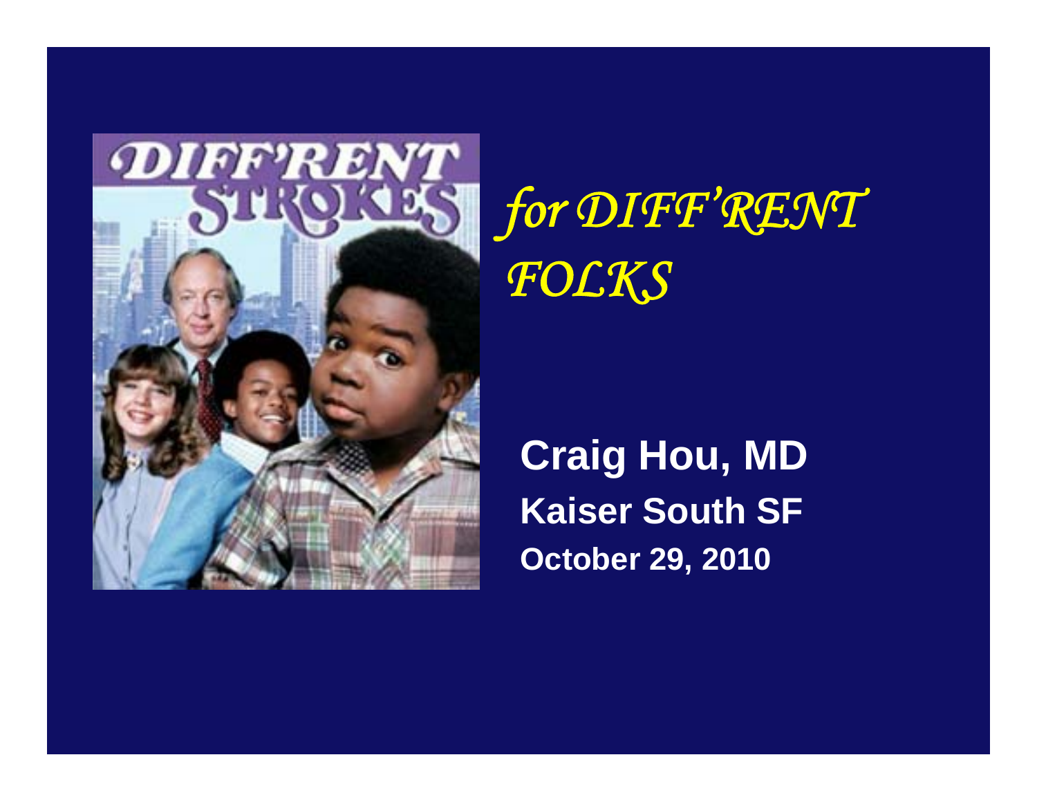*for DIFF'RENT FOLKS*

**Craig Hou, MD**

**Kaiser South SF**

**October 29, 2010**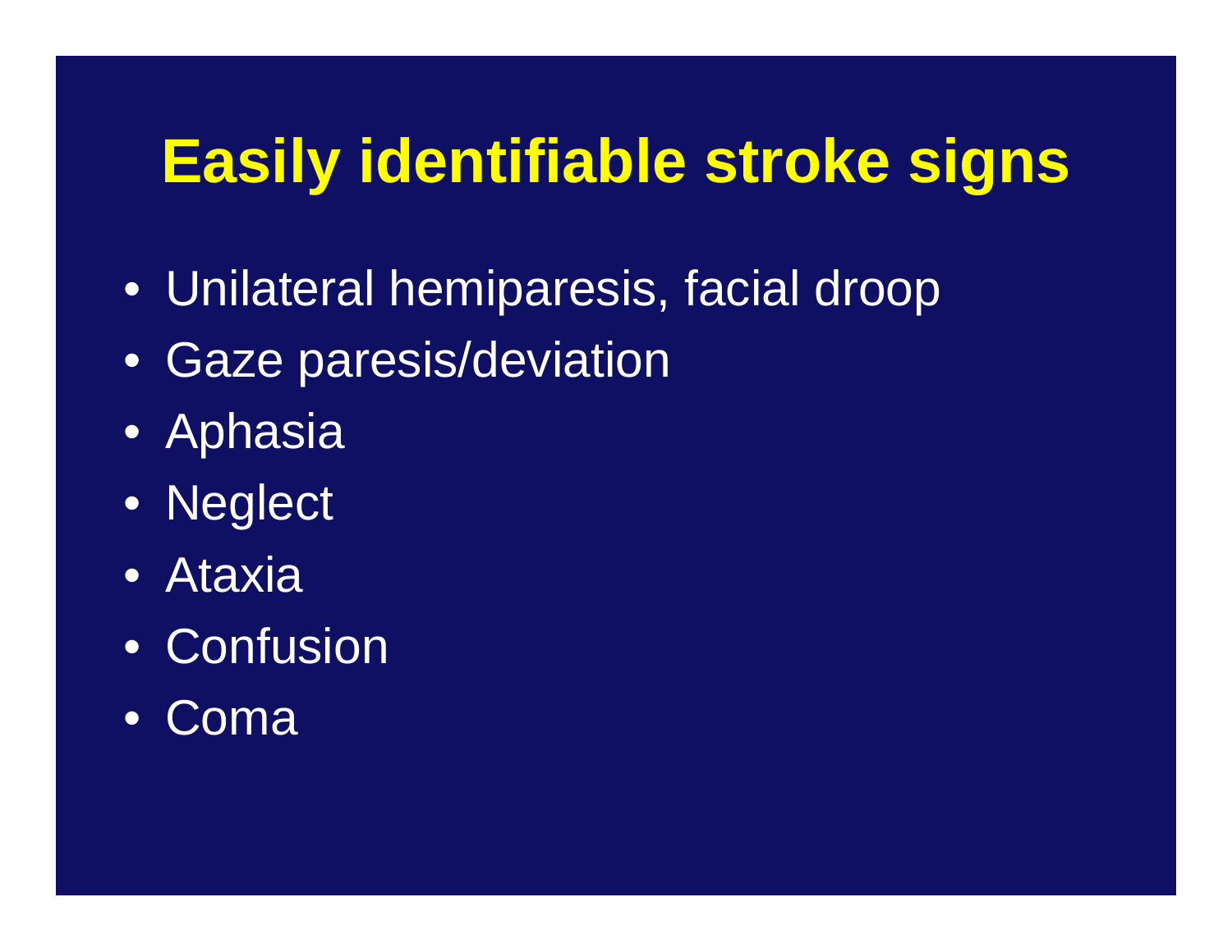# Easily identifiable stroke signs

- Unilateral hemiparesis, facial droop
- Gaze paresis/deviation
- Aphasia
- Neglect
- Ataxia
- Confusion
- Coma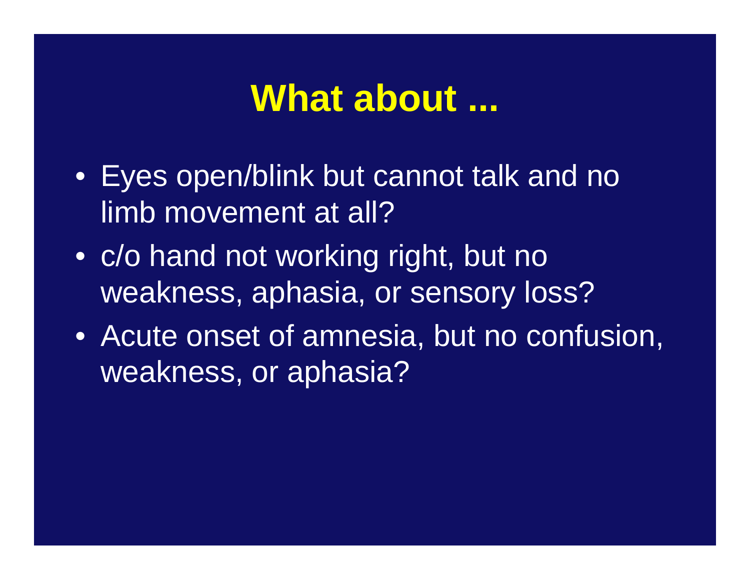# What about ...

- Eyes open/blink but cannot talk and no limb movement at all?
- c/o hand not working right, but no weakness, aphasia, or sensory loss?
- Acute onset of amnesia, but no confusion, weakness, or aphasia?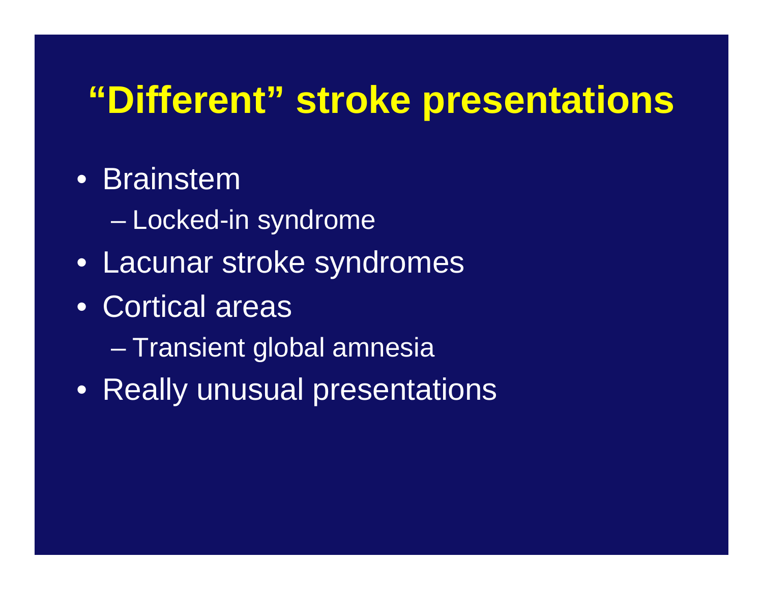# "Different" stroke presentations

- Brainstem
  - Locked-in syndrome
- Lacunar stroke syndromes
- Cortical areas
  - Transient global amnesia
- Really unusual presentations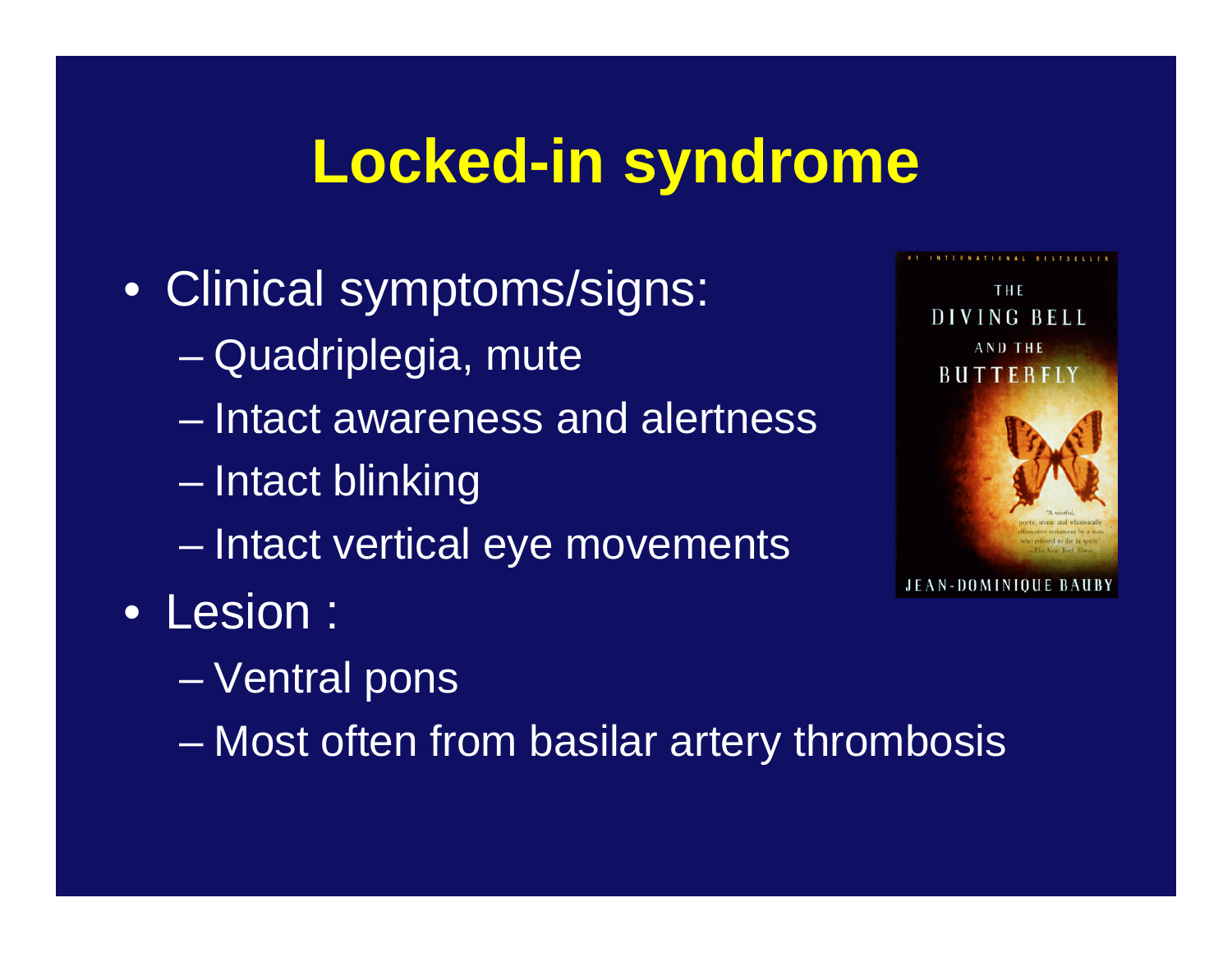# Locked-in syndrome

- Clinical symptoms/signs:
  - Quadriplegia, mute
  - Intact awareness and alertness
  - Intact blinking
  - Intact vertical eye movements
- Lesion :
  - Ventral pons
  - Most often from basilar artery thrombosis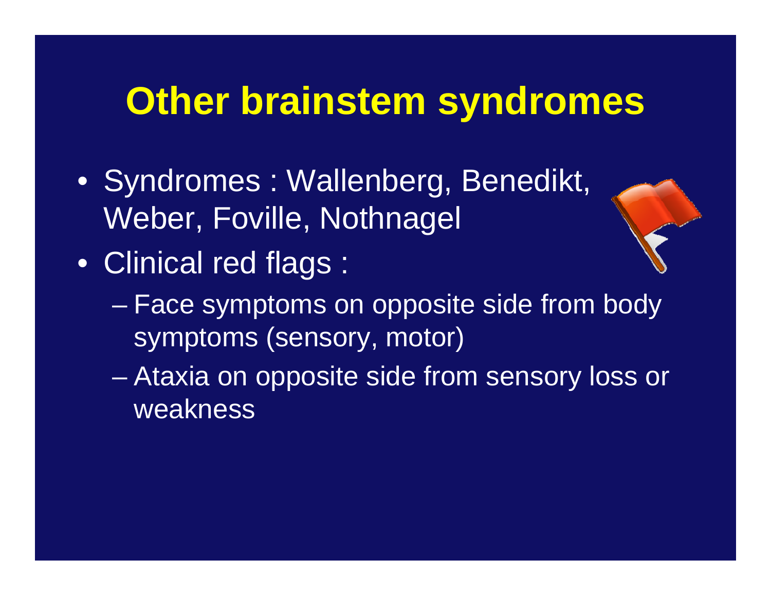# Other brainstem syndromes

- Syndromes : Wallenberg, Benedikt, Weber, Foville, Nothnagel
- Clinical red flags :
  - Face symptoms on opposite side from body symptoms (sensory, motor)
  - Ataxia on opposite side from sensory loss or weakness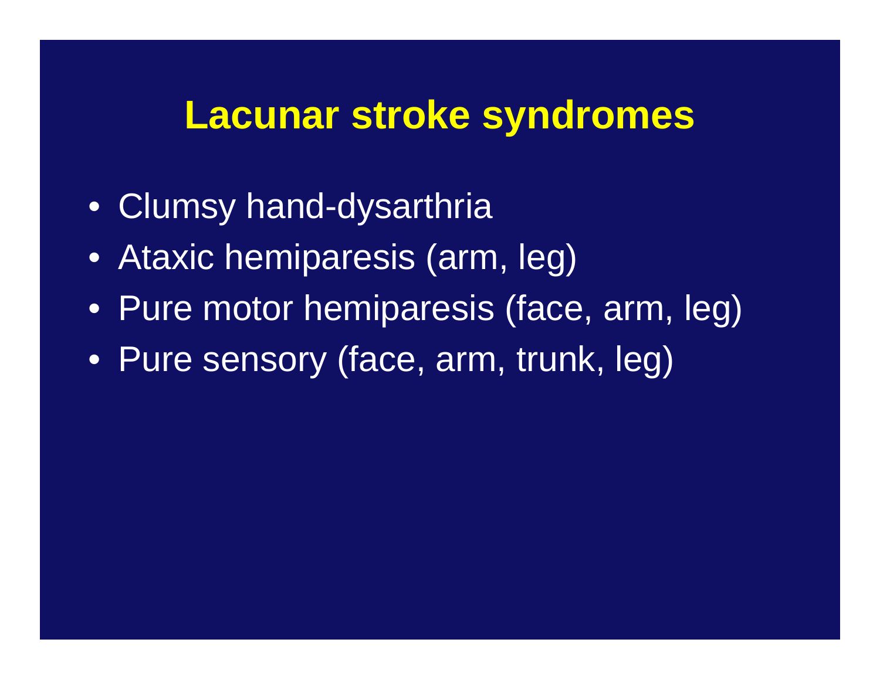# Lacunar stroke syndromes

- Clumsy hand-dysarthria
- Ataxic hemiparesis (arm, leg)
- Pure motor hemiparesis (face, arm, leg)
- Pure sensory (face, arm, trunk, leg)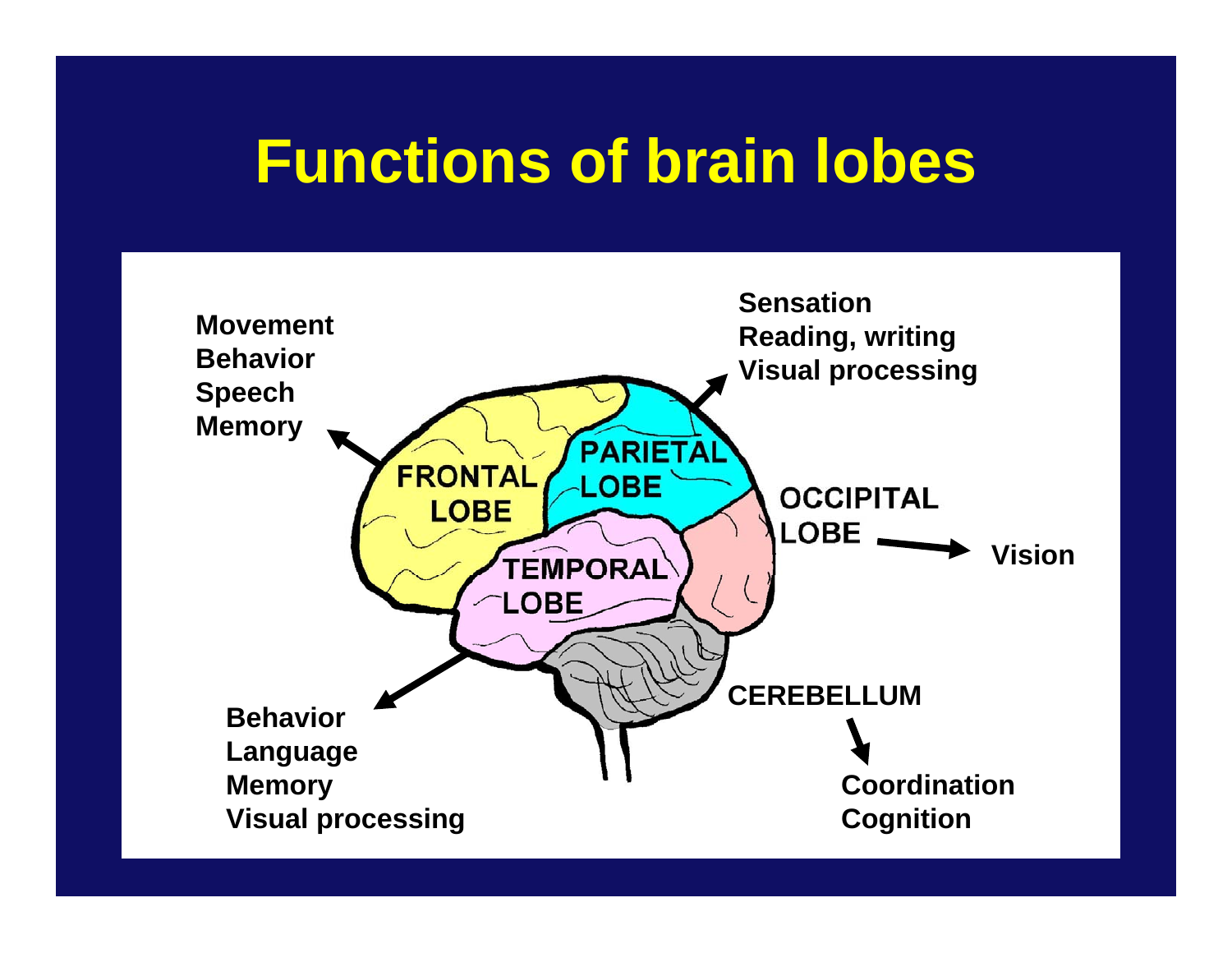# Functions of brain lobes

**FRONTAL LOBE**

- Movement
- Behavior
- Speech
- Memory

**PARIETAL LOBE**

- Sensation
- Reading, writing
- Visual processing

**OCCIPITAL LOBE**

- Vision

**TEMPORAL LOBE**

- Behavior
- Language
- Memory
- Visual processing

**CEREBELLUM**

- Coordination
- Cognition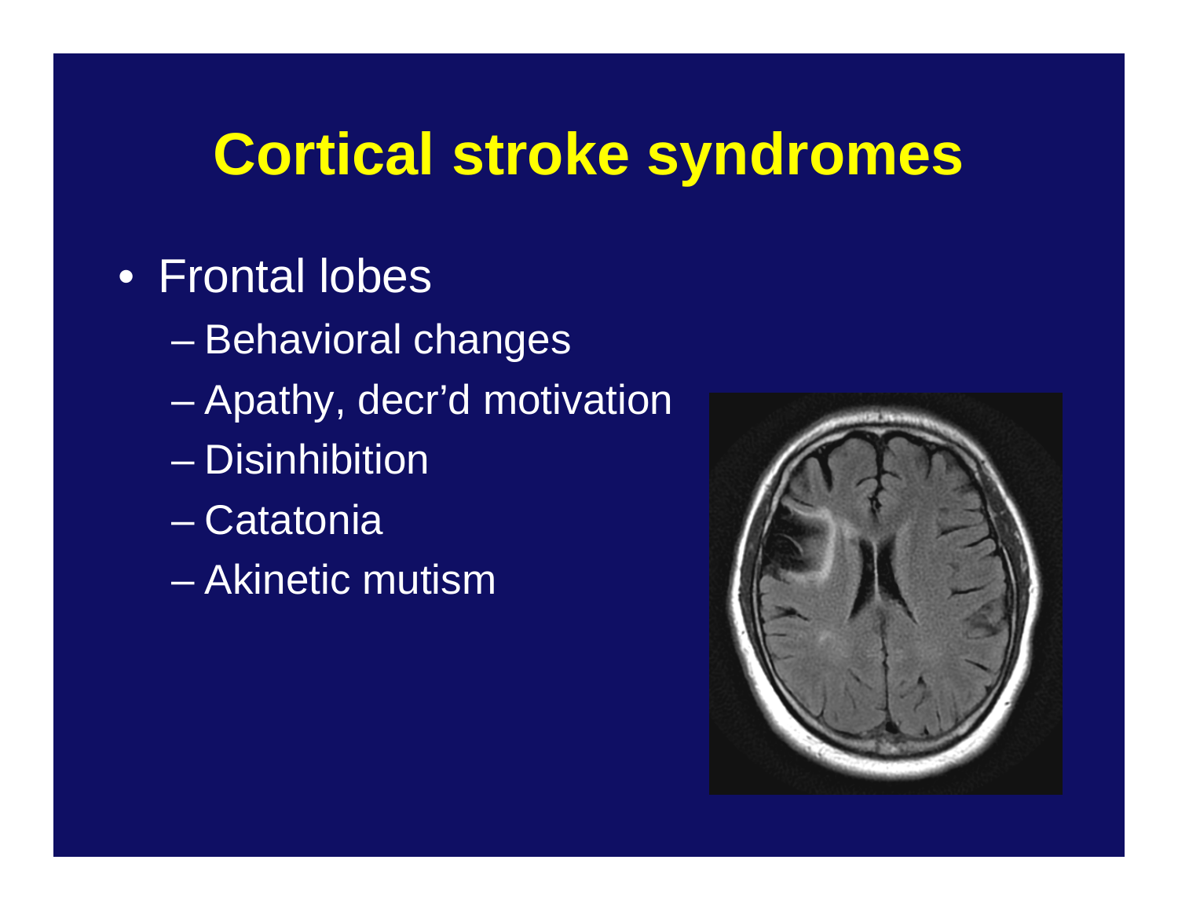# Cortical stroke syndromes

- Frontal lobes
  - Behavioral changes
  - Apathy, decr'd motivation
  - Disinhibition
  - Catatonia
  - Akinetic mutism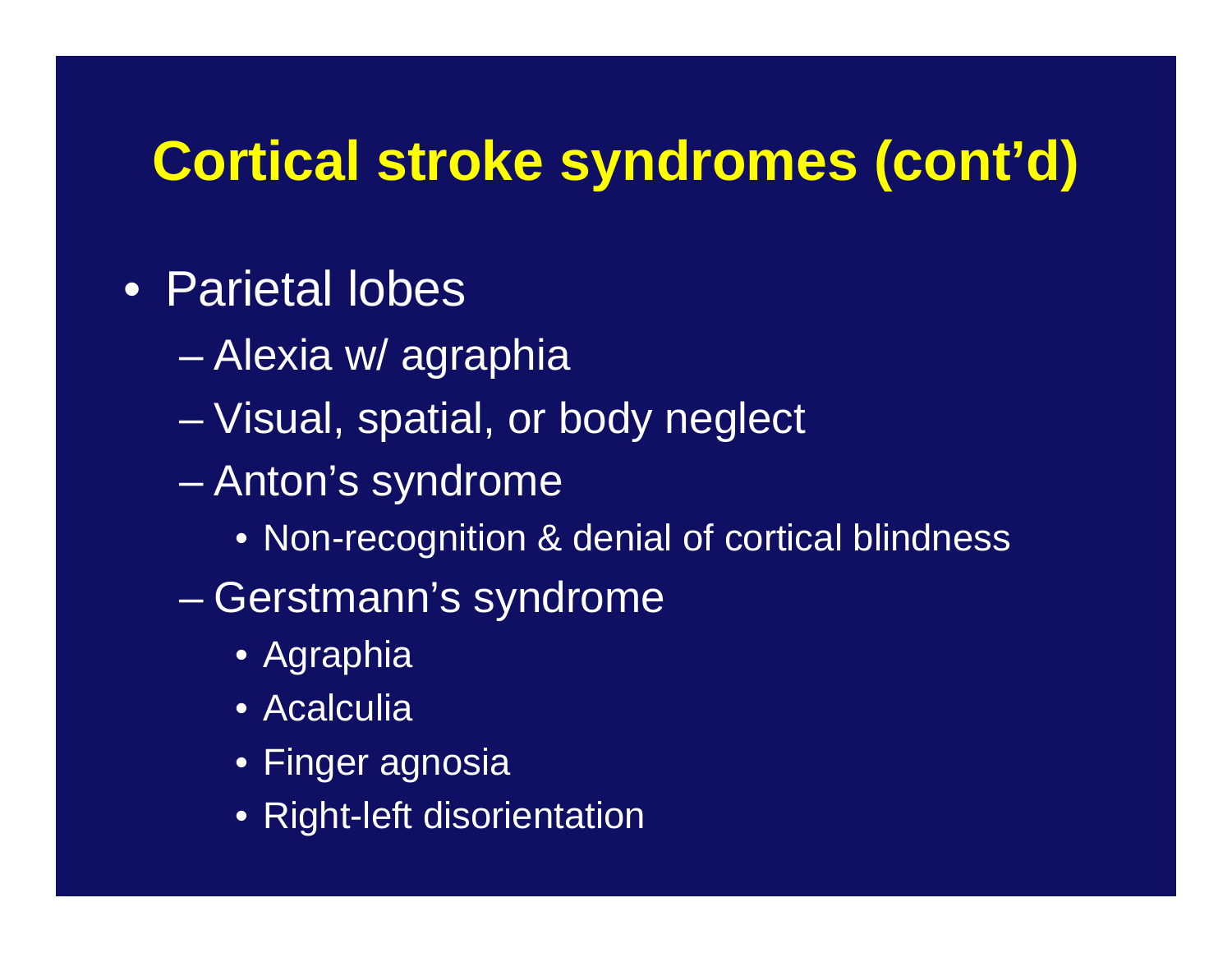# Cortical stroke syndromes (cont'd)

- Parietal lobes
  - Alexia w/ agraphia
  - Visual, spatial, or body neglect
  - Anton's syndrome
    - Non-recognition & denial of cortical blindness
  - Gerstmann's syndrome
    - Agraphia
    - Acalculia
    - Finger agnosia
    - Right-left disorientation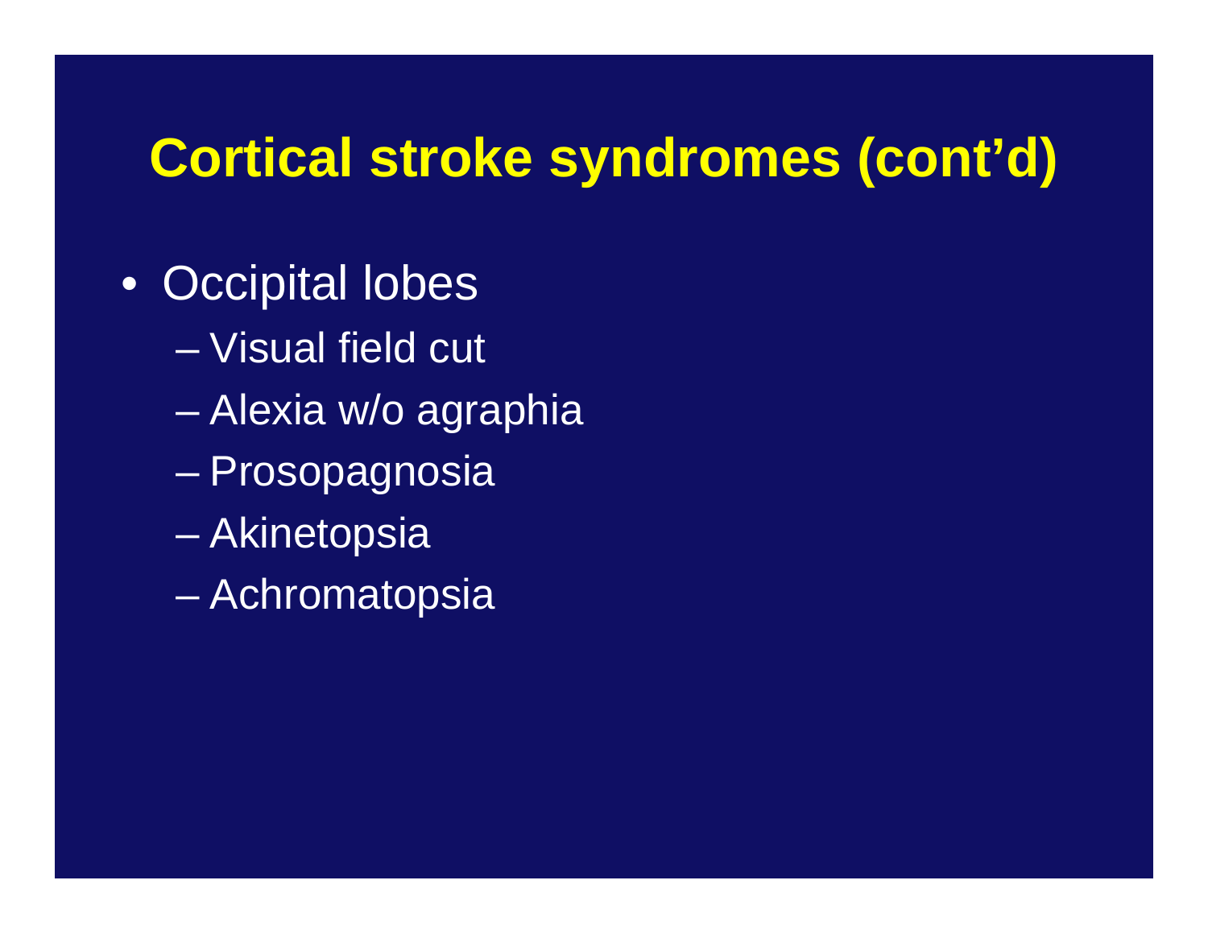# Cortical stroke syndromes (cont'd)

- Occipital lobes
  - Visual field cut
  - Alexia w/o agraphia
  - Prosopagnosia
  - Akinetopsia
  - Achromatopsia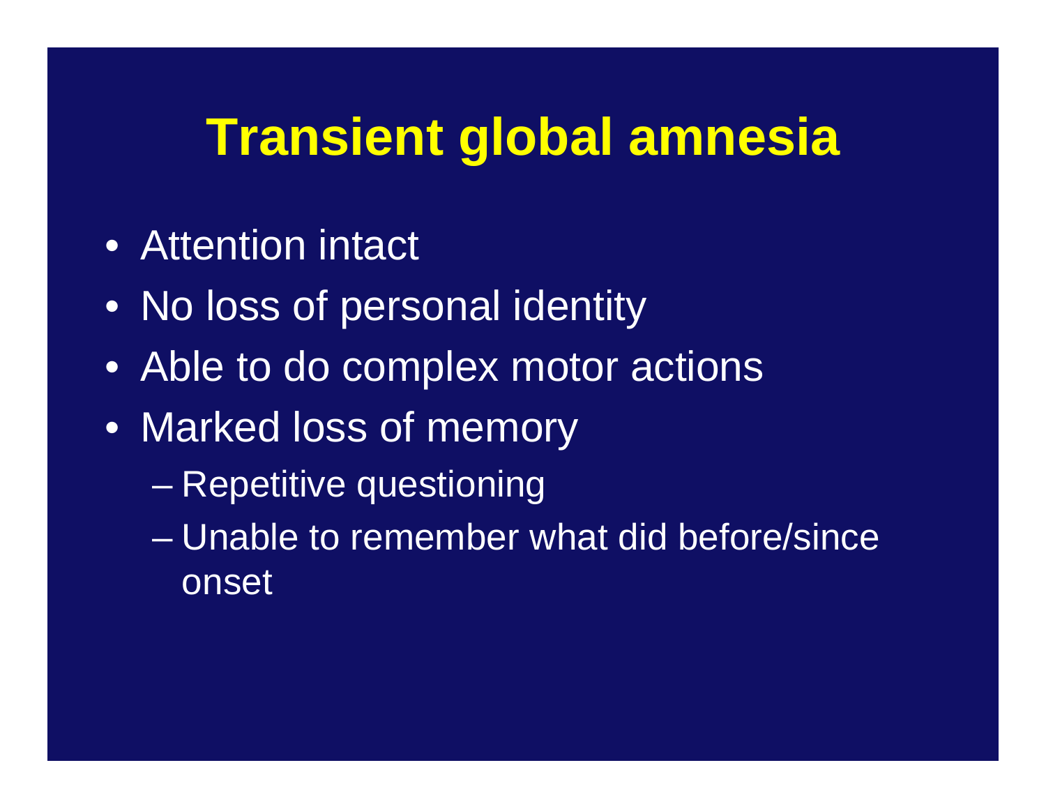# Transient global amnesia

- Attention intact
- No loss of personal identity
- Able to do complex motor actions
- Marked loss of memory
  - Repetitive questioning
  - Unable to remember what did before/since onset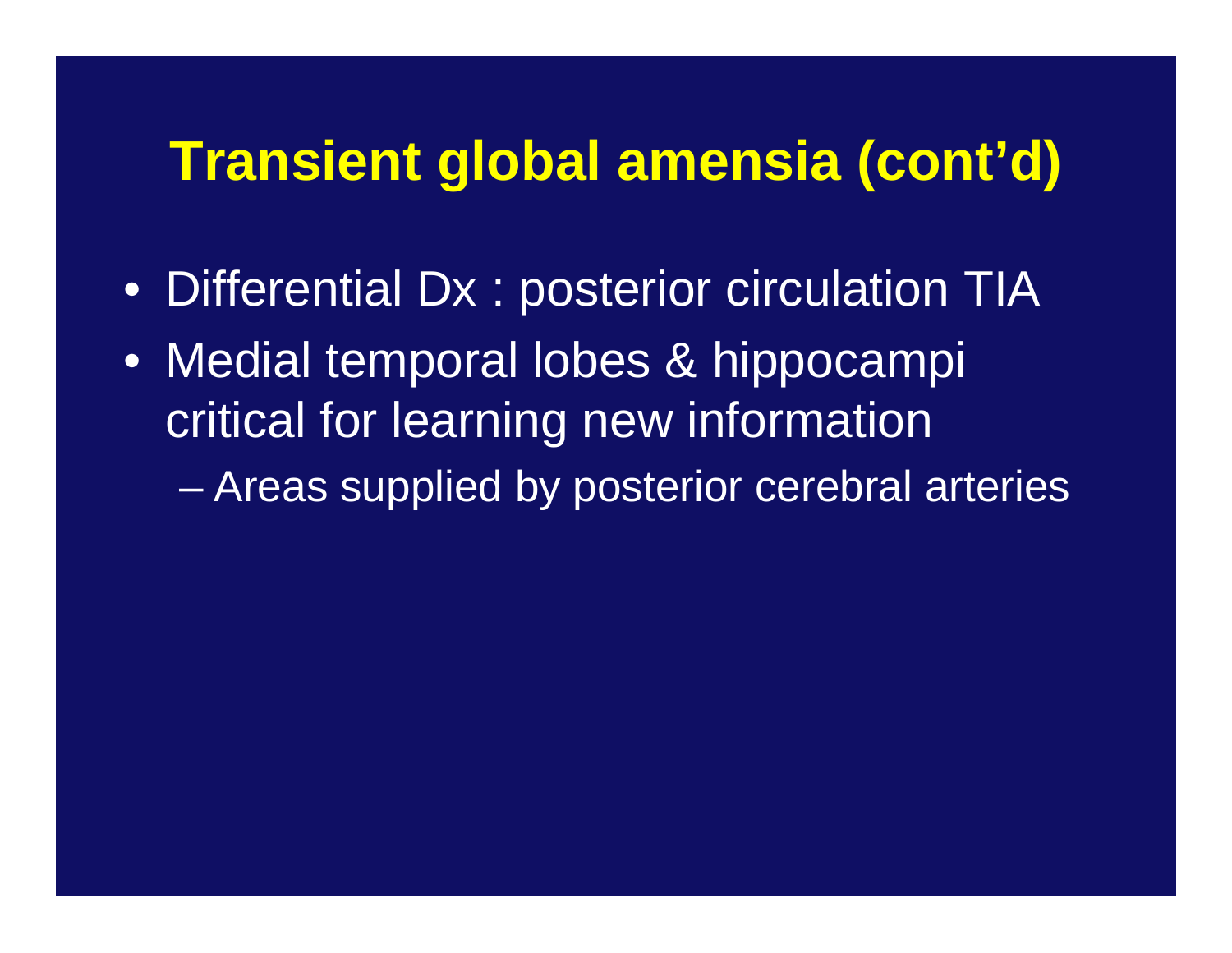# Transient global amensia (cont'd)

- Differential Dx : posterior circulation TIA
- Medial temporal lobes & hippocampi critical for learning new information
  - Areas supplied by posterior cerebral arteries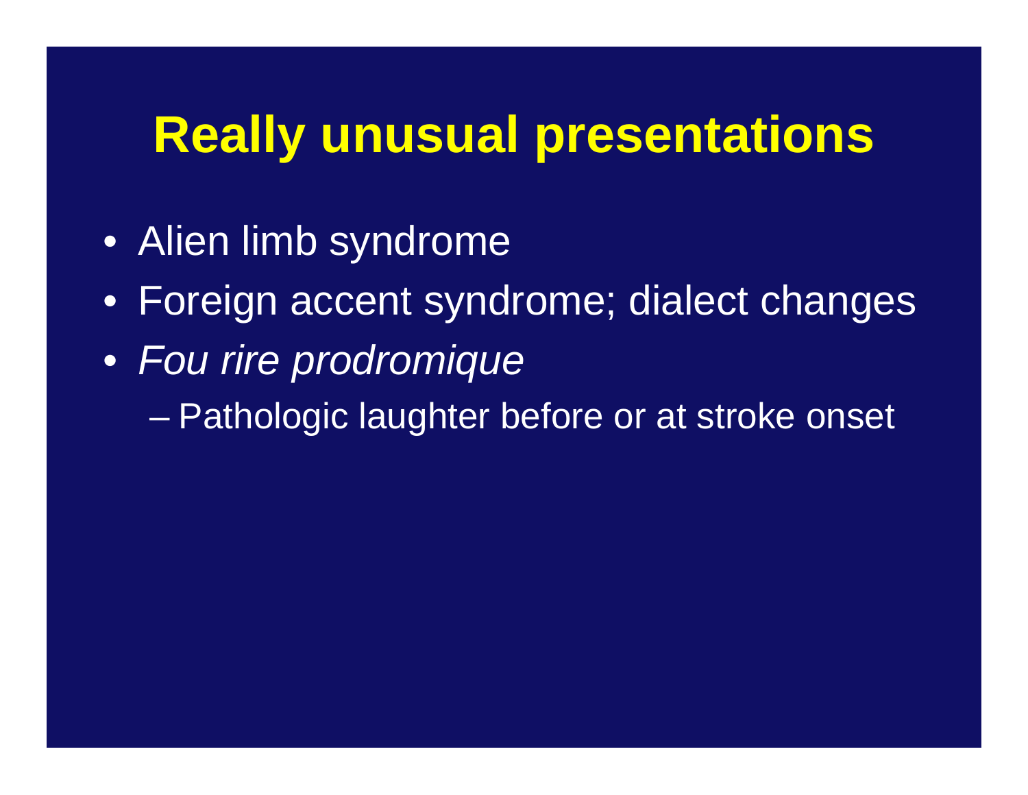# Really unusual presentations

- Alien limb syndrome
- Foreign accent syndrome; dialect changes
- *Fou rire prodromique*
  - Pathologic laughter before or at stroke onset